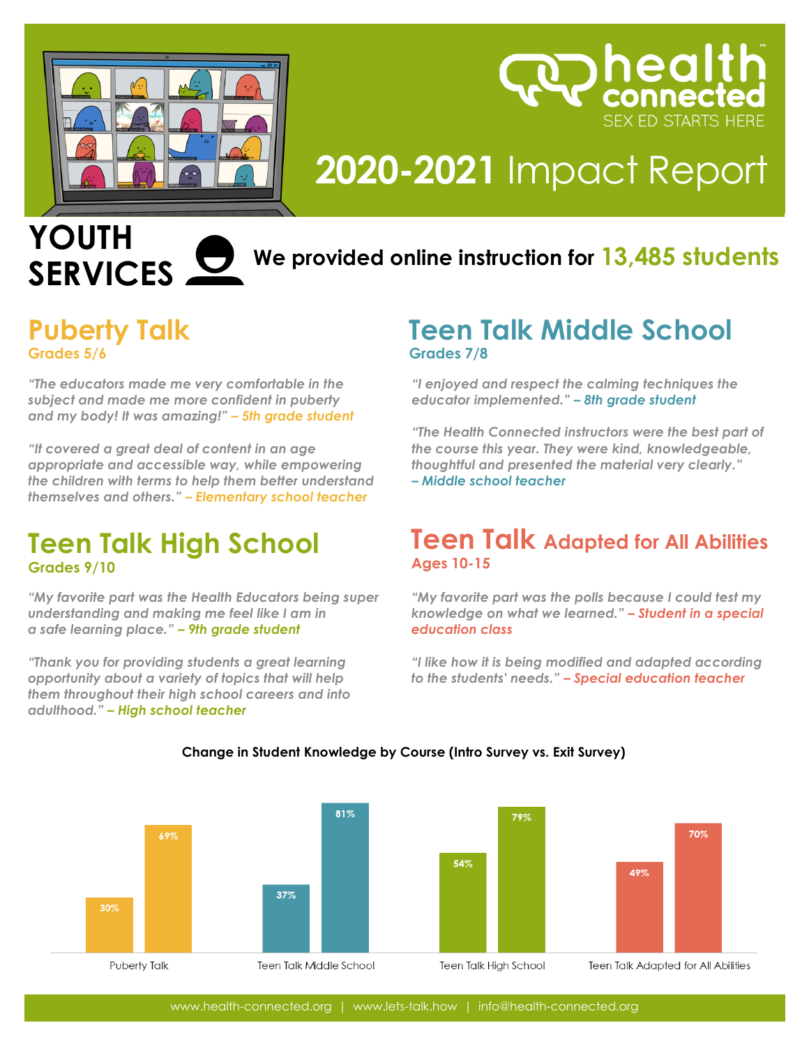health connected
SEX ED STARTS HERE

# 2020-2021 Impact Report

## YOUTH SERVICES

**We provided online instruction for 13,485 students**

### Puberty Talk
**Grades 5/6**

*"The educators made me very comfortable in the subject and made me more confident in puberty and my body! It was amazing!" – 5th grade student*

*"It covered a great deal of content in an age appropriate and accessible way, while empowering the children with terms to help them better understand themselves and others." – Elementary school teacher*

### Teen Talk Middle School
**Grades 7/8**

*"I enjoyed and respect the calming techniques the educator implemented." – 8th grade student*

*"The Health Connected instructors were the best part of the course this year. They were kind, knowledgeable, thoughtful and presented the material very clearly." – Middle school teacher*

### Teen Talk High School
**Grades 9/10**

*"My favorite part was the Health Educators being super understanding and making me feel like I am in a safe learning place." – 9th grade student*

*"Thank you for providing students a great learning opportunity about a variety of topics that will help them throughout their high school careers and into adulthood." – High school teacher*

### Teen Talk Adapted for All Abilities
**Ages 10-15**

*"My favorite part was the polls because I could test my knowledge on what we learned." – Student in a special education class*

*"I like how it is being modified and adapted according to the students' needs." – Special education teacher*

**Change in Student Knowledge by Course (Intro Survey vs. Exit Survey)**

| Course | Intro Survey | Exit Survey |
|---|---|---|
| Puberty Talk | 30% | 69% |
| Teen Talk Middle School | 37% | 81% |
| Teen Talk High School | 54% | 79% |
| Teen Talk Adapted for All Abilities | 49% | 70% |

www.health-connected.org | www.lets-talk.how | info@health-connected.org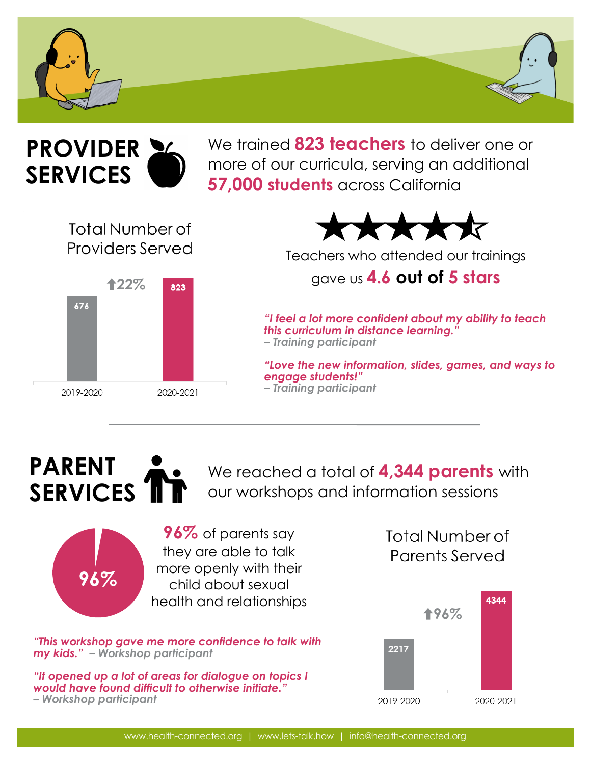# PROVIDER SERVICES

We trained **823 teachers** to deliver one or more of our curricula, serving an additional **57,000 students** across California

Total Number of Providers Served

676

⬆22%

823

2019-2020

2020-2021

Teachers who attended our trainings gave us **4.6 out of 5 stars**

*"I feel a lot more confident about my ability to teach this curriculum in distance learning."*
*– Training participant*

*"Love the new information, slides, games, and ways to engage students!"*
*– Training participant*

# PARENT SERVICES

We reached a total of **4,344 parents** with our workshops and information sessions

96%

**96%** of parents say they are able to talk more openly with their child about sexual health and relationships

*"This workshop gave me more confidence to talk with my kids." – Workshop participant*

*"It opened up a lot of areas for dialogue on topics I would have found difficult to otherwise initiate."*
*– Workshop participant*

Total Number of Parents Served

2217

⬆96%

4344

2019-2020

2020-2021

www.health-connected.org | www.lets-talk.how | info@health-connected.org